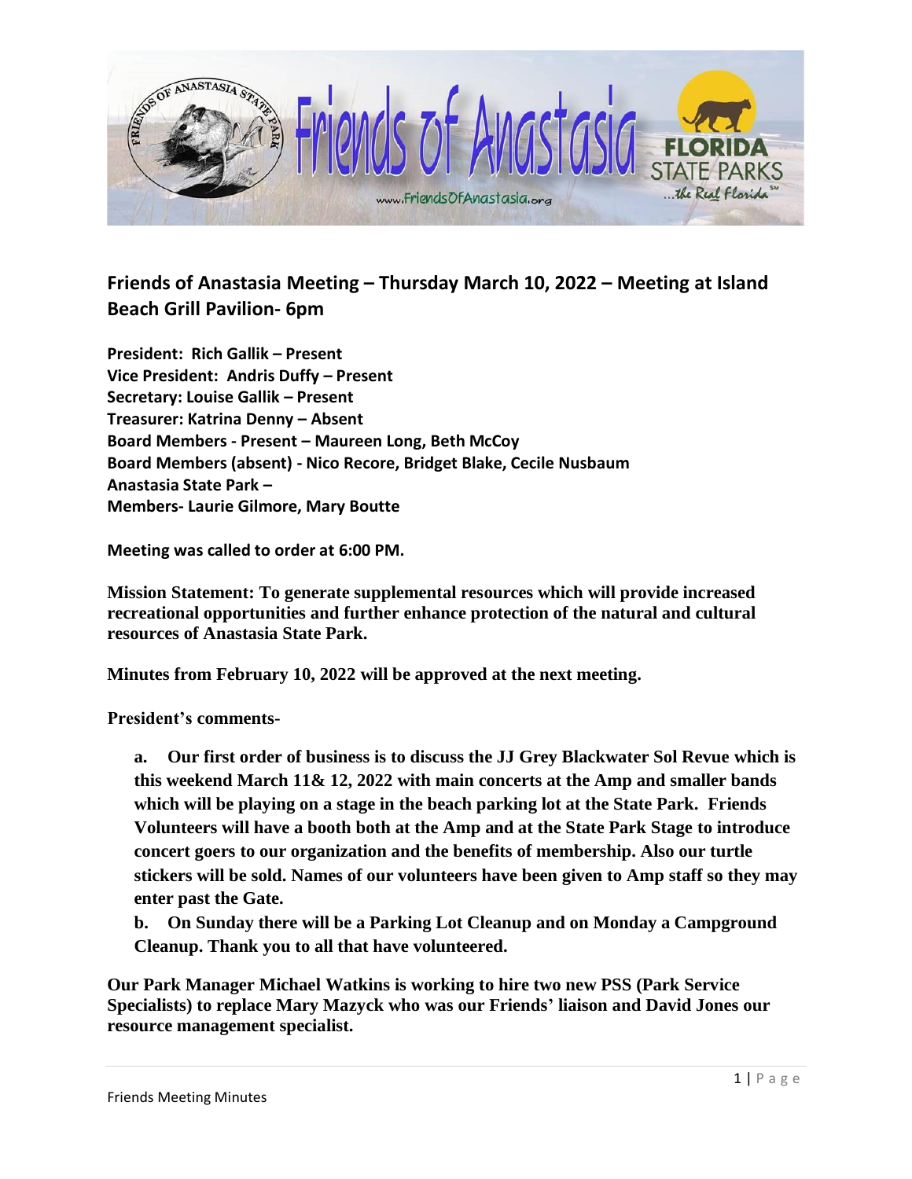## Friends of Anastasia Meeting – Thursday March 10, 2022 – Meeting at Island Beach Grill Pavilion- 6pm

**President: Rich Gallik – Present**
**Vice President: Andris Duffy – Present**
**Secretary: Louise Gallik – Present**
**Treasurer: Katrina Denny – Absent**
**Board Members - Present – Maureen Long, Beth McCoy**
**Board Members (absent) - Nico Recore, Bridget Blake, Cecile Nusbaum**
**Anastasia State Park –**
**Members- Laurie Gilmore, Mary Boutte**

**Meeting was called to order at 6:00 PM.**

**Mission Statement: To generate supplemental resources which will provide increased recreational opportunities and further enhance protection of the natural and cultural resources of Anastasia State Park.**

**Minutes from February 10, 2022 will be approved at the next meeting.**

**President's comments-**

**a. Our first order of business is to discuss the JJ Grey Blackwater Sol Revue which is this weekend March 11& 12, 2022 with main concerts at the Amp and smaller bands which will be playing on a stage in the beach parking lot at the State Park. Friends Volunteers will have a booth both at the Amp and at the State Park Stage to introduce concert goers to our organization and the benefits of membership. Also our turtle stickers will be sold. Names of our volunteers have been given to Amp staff so they may enter past the Gate.**

**b. On Sunday there will be a Parking Lot Cleanup and on Monday a Campground Cleanup. Thank you to all that have volunteered.**

**Our Park Manager Michael Watkins is working to hire two new PSS (Park Service Specialists) to replace Mary Mazyck who was our Friends' liaison and David Jones our resource management specialist.**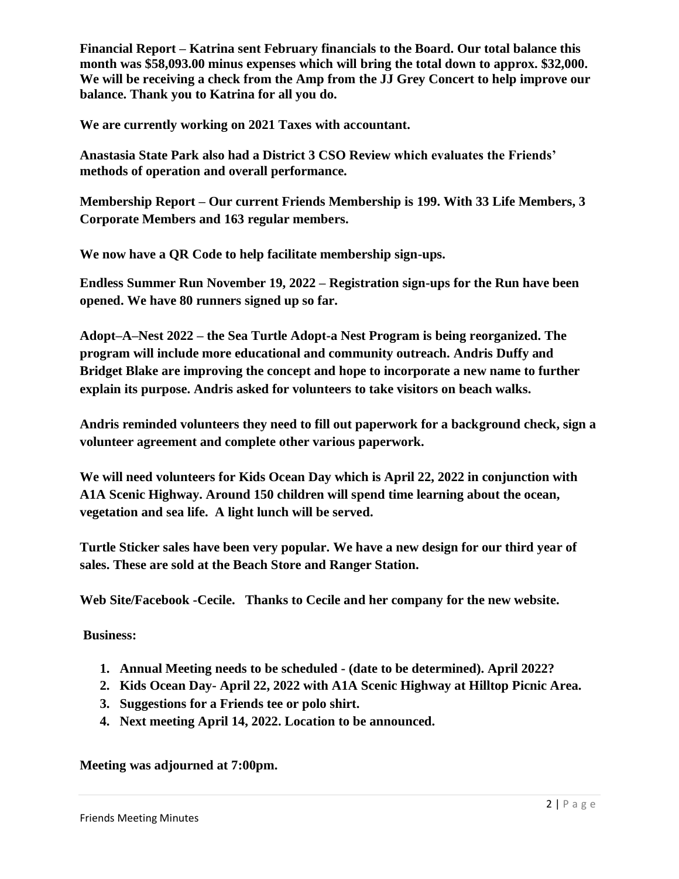**Financial Report – Katrina sent February financials to the Board. Our total balance this month was $58,093.00 minus expenses which will bring the total down to approx. $32,000. We will be receiving a check from the Amp from the JJ Grey Concert to help improve our balance. Thank you to Katrina for all you do.**

**We are currently working on 2021 Taxes with accountant.**

**Anastasia State Park also had a District 3 CSO Review which evaluates the Friends' methods of operation and overall performance.**

**Membership Report – Our current Friends Membership is 199. With 33 Life Members, 3 Corporate Members and 163 regular members.**

**We now have a QR Code to help facilitate membership sign-ups.**

**Endless Summer Run November 19, 2022 – Registration sign-ups for the Run have been opened. We have 80 runners signed up so far.**

**Adopt–A–Nest 2022 – the Sea Turtle Adopt-a Nest Program is being reorganized. The program will include more educational and community outreach. Andris Duffy and Bridget Blake are improving the concept and hope to incorporate a new name to further explain its purpose. Andris asked for volunteers to take visitors on beach walks.**

**Andris reminded volunteers they need to fill out paperwork for a background check, sign a volunteer agreement and complete other various paperwork.**

**We will need volunteers for Kids Ocean Day which is April 22, 2022 in conjunction with A1A Scenic Highway. Around 150 children will spend time learning about the ocean, vegetation and sea life. A light lunch will be served.**

**Turtle Sticker sales have been very popular. We have a new design for our third year of sales. These are sold at the Beach Store and Ranger Station.**

**Web Site/Facebook -Cecile. Thanks to Cecile and her company for the new website.**

**Business:**

1. **Annual Meeting needs to be scheduled - (date to be determined). April 2022?**
2. **Kids Ocean Day- April 22, 2022 with A1A Scenic Highway at Hilltop Picnic Area.**
3. **Suggestions for a Friends tee or polo shirt.**
4. **Next meeting April 14, 2022. Location to be announced.**

**Meeting was adjourned at 7:00pm.**